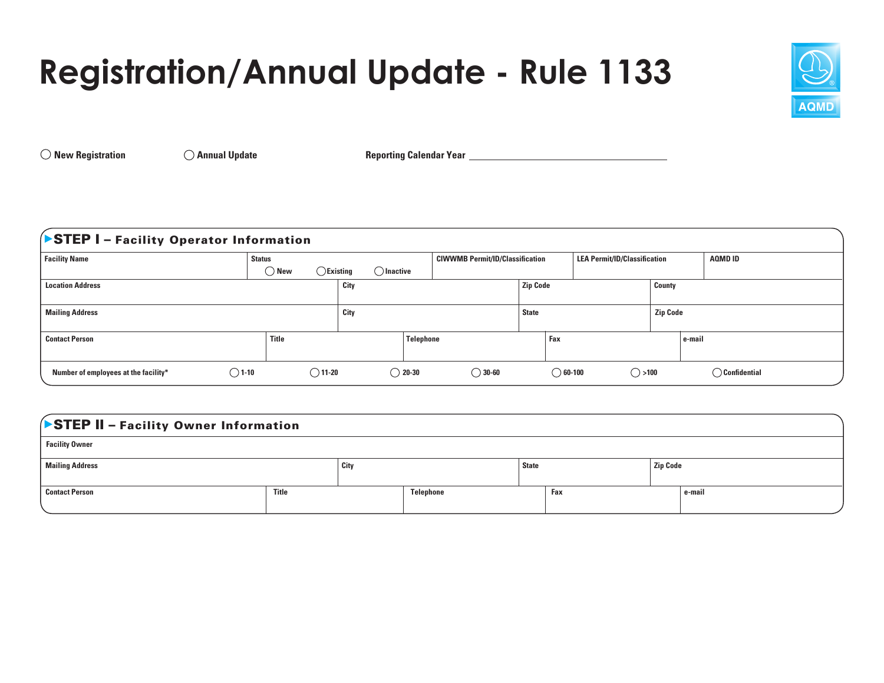# Registration/Annual Update - Rule 1133

◯ New Registration ◯ Annual Update Reporting Calendar Year ____________________

## STEP I – Facility Operator Information

| Facility Name | Status ◯ New ◯ Existing ◯ Inactive | CIWWMB Permit/ID/Classification | LEA Permit/ID/Classification | AQMD ID |
|---|---|---|---|---|

| Location Address | City | Zip Code | County |
|---|---|---|---|

| Mailing Address | City | State | Zip Code |
|---|---|---|---|

| Contact Person | Title | Telephone | Fax | e-mail |
|---|---|---|---|---|

Number of employees at the facility* ◯ 1-10 ◯ 11-20 ◯ 20-30 ◯ 30-60 ◯ 60-100 ◯ >100 ◯ Confidential

## STEP II – Facility Owner Information

| Facility Owner |
|---|

| Mailing Address | City | State | Zip Code |
|---|---|---|---|

| Contact Person | Title | Telephone | Fax | e-mail |
|---|---|---|---|---|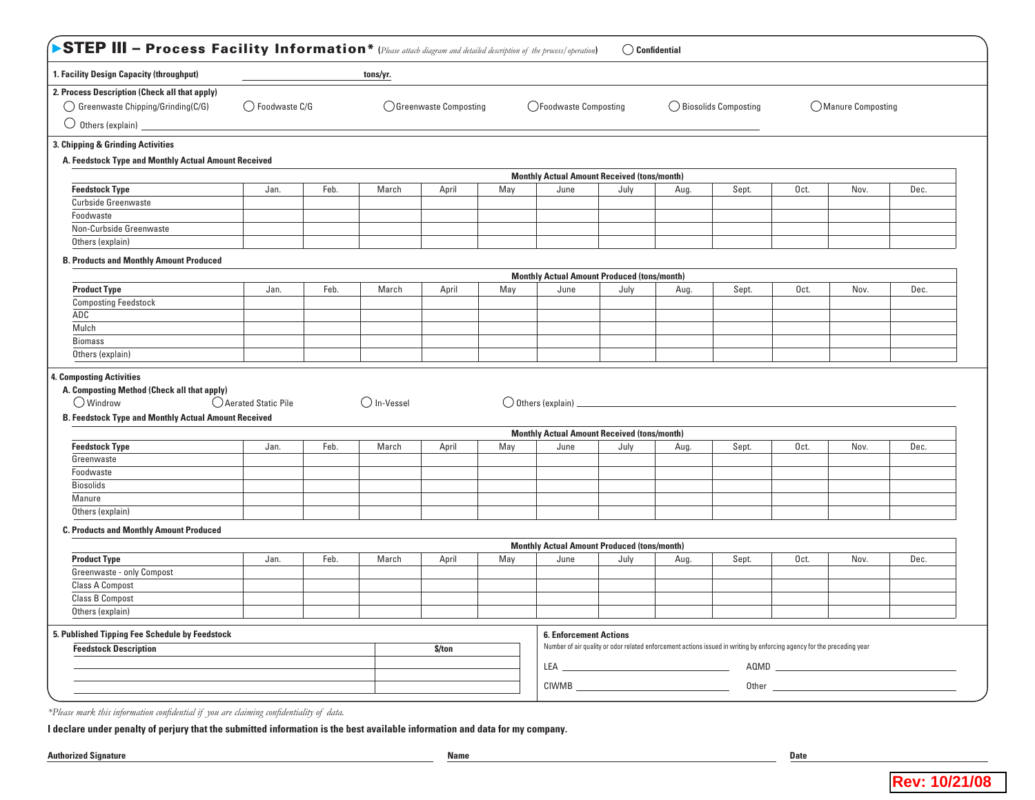## ▶STEP III – Process Facility Information* (*Please attach diagram and detailed description of the process/operation*) ◯ Confidential

**1. Facility Design Capacity (throughput)** ______________ tons/yr.

**2. Process Description (Check all that apply)**

◯ Greenwaste Chipping/Grinding(C/G) ◯ Foodwaste C/G ◯ Greenwaste Composting ◯ Foodwaste Composting ◯ Biosolids Composting ◯ Manure Composting

◯ Others (explain) ______________

**3. Chipping & Grinding Activities**

**A. Feedstock Type and Monthly Actual Amount Received**

| | Monthly Actual Amount Received (tons/month) | | | | | | | | | | | |
|---|---|---|---|---|---|---|---|---|---|---|---|---|
| **Feedstock Type** | Jan. | Feb. | March | April | May | June | July | Aug. | Sept. | Oct. | Nov. | Dec. |
| Curbside Greenwaste | | | | | | | | | | | | |
| Foodwaste | | | | | | | | | | | | |
| Non-Curbside Greenwaste | | | | | | | | | | | | |
| Others (explain) | | | | | | | | | | | | |

**B. Products and Monthly Amount Produced**

| | Monthly Actual Amount Produced (tons/month) | | | | | | | | | | | |
|---|---|---|---|---|---|---|---|---|---|---|---|---|
| **Product Type** | Jan. | Feb. | March | April | May | June | July | Aug. | Sept. | Oct. | Nov. | Dec. |
| Composting Feedstock | | | | | | | | | | | | |
| ADC | | | | | | | | | | | | |
| Mulch | | | | | | | | | | | | |
| Biomass | | | | | | | | | | | | |
| Others (explain) | | | | | | | | | | | | |

**4. Composting Activities**

**A. Composting Method (Check all that apply)**

◯ Windrow ◯ Aerated Static Pile ◯ In-Vessel ◯ Others (explain) ______________

**B. Feedstock Type and Monthly Actual Amount Received**

| | Monthly Actual Amount Received (tons/month) | | | | | | | | | | | |
|---|---|---|---|---|---|---|---|---|---|---|---|---|
| **Feedstock Type** | Jan. | Feb. | March | April | May | June | July | Aug. | Sept. | Oct. | Nov. | Dec. |
| Greenwaste | | | | | | | | | | | | |
| Foodwaste | | | | | | | | | | | | |
| Biosolids | | | | | | | | | | | | |
| Manure | | | | | | | | | | | | |
| Others (explain) | | | | | | | | | | | | |

**C. Products and Monthly Amount Produced**

| | Monthly Actual Amount Produced (tons/month) | | | | | | | | | | | |
|---|---|---|---|---|---|---|---|---|---|---|---|---|
| **Product Type** | Jan. | Feb. | March | April | May | June | July | Aug. | Sept. | Oct. | Nov. | Dec. |
| Greenwaste - only Compost | | | | | | | | | | | | |
| Class A Compost | | | | | | | | | | | | |
| Class B Compost | | | | | | | | | | | | |
| Others (explain) | | | | | | | | | | | | |

**5. Published Tipping Fee Schedule by Feedstock**

| Feedstock Description | $/ton |
|---|---|
| | |
| | |
| | |

**6. Enforcement Actions**

Number of air quality or odor related enforcement actions issued in writing by enforcing agency for the preceding year

LEA ______________ AQMD ______________

CIWMB ______________ Other ______________

*\*Please mark this information confidential if you are claiming confidentiality of data.*

**I declare under penalty of perjury that the submitted information is the best available information and data for my company.**

**Authorized Signature** ______________ **Name** ______________ **Date** ______________

Rev: 10/21/08